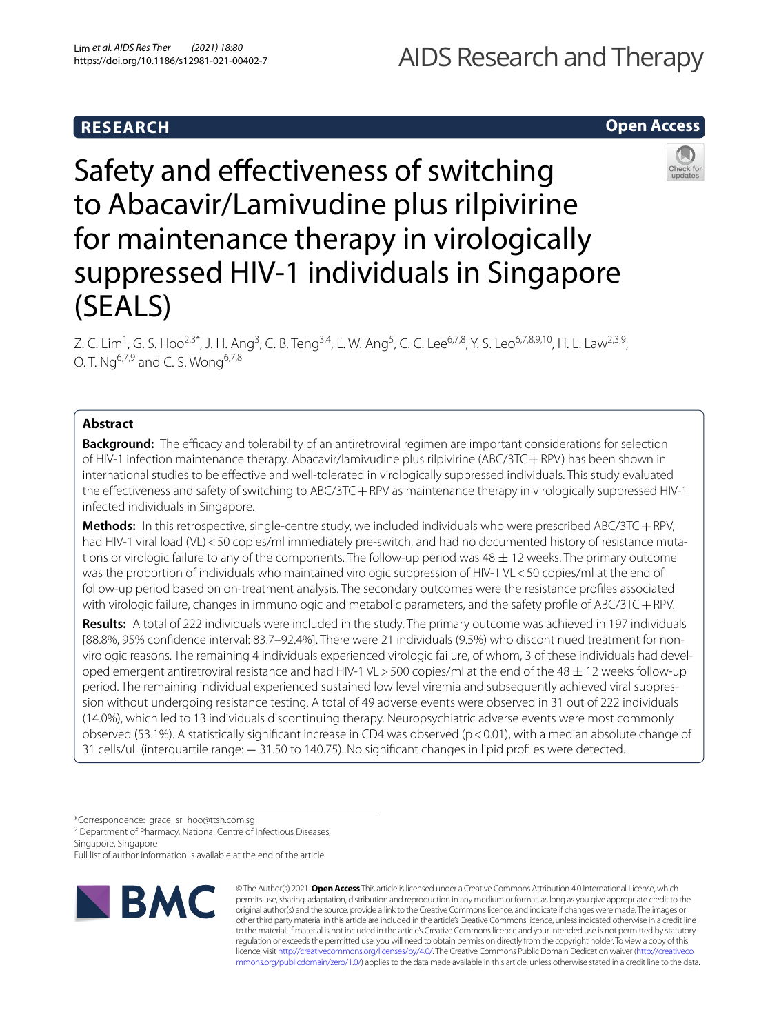RESEARCH

Open Access

# Safety and effectiveness of switching to Abacavir/Lamivudine plus rilpivirine for maintenance therapy in virologically suppressed HIV-1 individuals in Singapore (SEALS)

Z. C. Lim[1], G. S. Hoo[2,3*], J. H. Ang[3], C. B. Teng[3,4], L. W. Ang[5], C. C. Lee[6,7,8], Y. S. Leo[6,7,8,9,10], H. L. Law[2,3,9], O. T. Ng[6,7,9] and C. S. Wong[6,7,8]

## Abstract

**Background:** The efficacy and tolerability of an antiretroviral regimen are important considerations for selection of HIV-1 infection maintenance therapy. Abacavir/lamivudine plus rilpivirine (ABC/3TC + RPV) has been shown in international studies to be effective and well-tolerated in virologically suppressed individuals. This study evaluated the effectiveness and safety of switching to ABC/3TC + RPV as maintenance therapy in virologically suppressed HIV-1 infected individuals in Singapore.

**Methods:** In this retrospective, single-centre study, we included individuals who were prescribed ABC/3TC + RPV, had HIV-1 viral load (VL) < 50 copies/ml immediately pre-switch, and had no documented history of resistance mutations or virologic failure to any of the components. The follow-up period was 48 ± 12 weeks. The primary outcome was the proportion of individuals who maintained virologic suppression of HIV-1 VL < 50 copies/ml at the end of follow-up period based on on-treatment analysis. The secondary outcomes were the resistance profiles associated with virologic failure, changes in immunologic and metabolic parameters, and the safety profile of ABC/3TC + RPV.

**Results:** A total of 222 individuals were included in the study. The primary outcome was achieved in 197 individuals [88.8%, 95% confidence interval: 83.7–92.4%]. There were 21 individuals (9.5%) who discontinued treatment for non-virologic reasons. The remaining 4 individuals experienced virologic failure, of whom, 3 of these individuals had developed emergent antiretroviral resistance and had HIV-1 VL > 500 copies/ml at the end of the 48 ± 12 weeks follow-up period. The remaining individual experienced sustained low level viremia and subsequently achieved viral suppression without undergoing resistance testing. A total of 49 adverse events were observed in 31 out of 222 individuals (14.0%), which led to 13 individuals discontinuing therapy. Neuropsychiatric adverse events were most commonly observed (53.1%). A statistically significant increase in CD4 was observed ($p < 0.01$), with a median absolute change of 31 cells/uL (interquartile range: − 31.50 to 140.75). No significant changes in lipid profiles were detected.

*Correspondence: grace_sr_hoo@ttsh.com.sg
[2] Department of Pharmacy, National Centre of Infectious Diseases, Singapore, Singapore
Full list of author information is available at the end of the article

© The Author(s) 2021. **Open Access** This article is licensed under a Creative Commons Attribution 4.0 International License, which permits use, sharing, adaptation, distribution and reproduction in any medium or format, as long as you give appropriate credit to the original author(s) and the source, provide a link to the Creative Commons licence, and indicate if changes were made. The images or other third party material in this article are included in the article's Creative Commons licence, unless indicated otherwise in a credit line to the material. If material is not included in the article's Creative Commons licence and your intended use is not permitted by statutory regulation or exceeds the permitted use, you will need to obtain permission directly from the copyright holder. To view a copy of this licence, visit http://creativecommons.org/licenses/by/4.0/. The Creative Commons Public Domain Dedication waiver (http://creativecommons.org/publicdomain/zero/1.0/) applies to the data made available in this article, unless otherwise stated in a credit line to the data.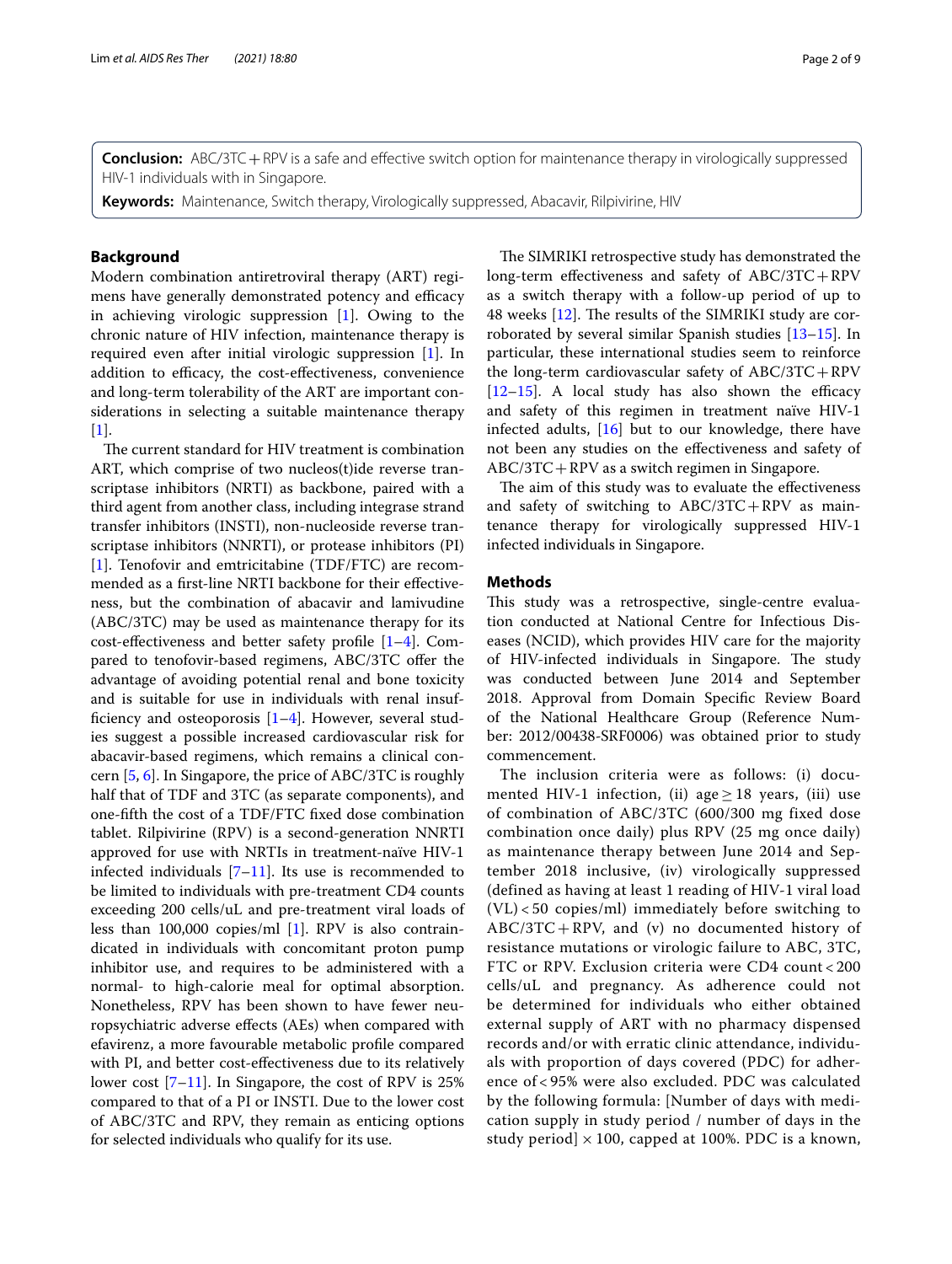**Conclusion:** ABC/3TC + RPV is a safe and effective switch option for maintenance therapy in virologically suppressed HIV-1 individuals with in Singapore.

**Keywords:** Maintenance, Switch therapy, Virologically suppressed, Abacavir, Rilpivirine, HIV

## Background

Modern combination antiretroviral therapy (ART) regimens have generally demonstrated potency and efficacy in achieving virologic suppression [1]. Owing to the chronic nature of HIV infection, maintenance therapy is required even after initial virologic suppression [1]. In addition to efficacy, the cost-effectiveness, convenience and long-term tolerability of the ART are important considerations in selecting a suitable maintenance therapy [1].

The current standard for HIV treatment is combination ART, which comprise of two nucleos(t)ide reverse transcriptase inhibitors (NRTI) as backbone, paired with a third agent from another class, including integrase strand transfer inhibitors (INSTI), non-nucleoside reverse transcriptase inhibitors (NNRTI), or protease inhibitors (PI) [1]. Tenofovir and emtricitabine (TDF/FTC) are recommended as a first-line NRTI backbone for their effectiveness, but the combination of abacavir and lamivudine (ABC/3TC) may be used as maintenance therapy for its cost-effectiveness and better safety profile [1–4]. Compared to tenofovir-based regimens, ABC/3TC offer the advantage of avoiding potential renal and bone toxicity and is suitable for use in individuals with renal insufficiency and osteoporosis [1–4]. However, several studies suggest a possible increased cardiovascular risk for abacavir-based regimens, which remains a clinical concern [5, 6]. In Singapore, the price of ABC/3TC is roughly half that of TDF and 3TC (as separate components), and one-fifth the cost of a TDF/FTC fixed dose combination tablet. Rilpivirine (RPV) is a second-generation NNRTI approved for use with NRTIs in treatment-naïve HIV-1 infected individuals [7–11]. Its use is recommended to be limited to individuals with pre-treatment CD4 counts exceeding 200 cells/uL and pre-treatment viral loads of less than 100,000 copies/ml [1]. RPV is also contraindicated in individuals with concomitant proton pump inhibitor use, and requires to be administered with a normal- to high-calorie meal for optimal absorption. Nonetheless, RPV has been shown to have fewer neuropsychiatric adverse effects (AEs) when compared with efavirenz, a more favourable metabolic profile compared with PI, and better cost-effectiveness due to its relatively lower cost [7–11]. In Singapore, the cost of RPV is 25% compared to that of a PI or INSTI. Due to the lower cost of ABC/3TC and RPV, they remain as enticing options for selected individuals who qualify for its use.

The SIMRIKI retrospective study has demonstrated the long-term effectiveness and safety of ABC/3TC + RPV as a switch therapy with a follow-up period of up to 48 weeks [12]. The results of the SIMRIKI study are corroborated by several similar Spanish studies [13–15]. In particular, these international studies seem to reinforce the long-term cardiovascular safety of ABC/3TC + RPV [12–15]. A local study has also shown the efficacy and safety of this regimen in treatment naïve HIV-1 infected adults, [16] but to our knowledge, there have not been any studies on the effectiveness and safety of ABC/3TC + RPV as a switch regimen in Singapore.

The aim of this study was to evaluate the effectiveness and safety of switching to ABC/3TC + RPV as maintenance therapy for virologically suppressed HIV-1 infected individuals in Singapore.

## Methods

This study was a retrospective, single-centre evaluation conducted at National Centre for Infectious Diseases (NCID), which provides HIV care for the majority of HIV-infected individuals in Singapore. The study was conducted between June 2014 and September 2018. Approval from Domain Specific Review Board of the National Healthcare Group (Reference Number: 2012/00438-SRF0006) was obtained prior to study commencement.

The inclusion criteria were as follows: (i) documented HIV-1 infection, (ii) age ≥ 18 years, (iii) use of combination of ABC/3TC (600/300 mg fixed dose combination once daily) plus RPV (25 mg once daily) as maintenance therapy between June 2014 and September 2018 inclusive, (iv) virologically suppressed (defined as having at least 1 reading of HIV-1 viral load (VL) < 50 copies/ml) immediately before switching to ABC/3TC + RPV, and (v) no documented history of resistance mutations or virologic failure to ABC, 3TC, FTC or RPV. Exclusion criteria were CD4 count < 200 cells/uL and pregnancy. As adherence could not be determined for individuals who either obtained external supply of ART with no pharmacy dispensed records and/or with erratic clinic attendance, individuals with proportion of days covered (PDC) for adherence of < 95% were also excluded. PDC was calculated by the following formula: [Number of days with medication supply in study period / number of days in the study period] × 100, capped at 100%. PDC is a known,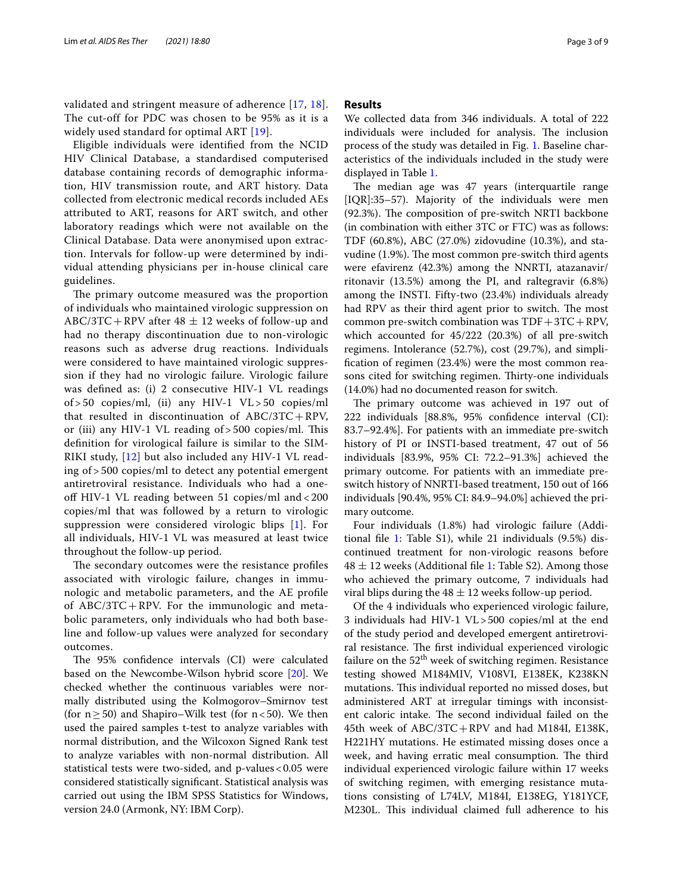validated and stringent measure of adherence [17, 18]. The cut-off for PDC was chosen to be 95% as it is a widely used standard for optimal ART [19].

Eligible individuals were identified from the NCID HIV Clinical Database, a standardised computerised database containing records of demographic information, HIV transmission route, and ART history. Data collected from electronic medical records included AEs attributed to ART, reasons for ART switch, and other laboratory readings which were not available on the Clinical Database. Data were anonymised upon extraction. Intervals for follow-up were determined by individual attending physicians per in-house clinical care guidelines.

The primary outcome measured was the proportion of individuals who maintained virologic suppression on ABC/3TC + RPV after 48 ± 12 weeks of follow-up and had no therapy discontinuation due to non-virologic reasons such as adverse drug reactions. Individuals were considered to have maintained virologic suppression if they had no virologic failure. Virologic failure was defined as: (i) 2 consecutive HIV-1 VL readings of > 50 copies/ml, (ii) any HIV-1 VL > 50 copies/ml that resulted in discontinuation of ABC/3TC + RPV, or (iii) any HIV-1 VL reading of > 500 copies/ml. This definition for virological failure is similar to the SIMRIKI study, [12] but also included any HIV-1 VL reading of > 500 copies/ml to detect any potential emergent antiretroviral resistance. Individuals who had a one-off HIV-1 VL reading between 51 copies/ml and < 200 copies/ml that was followed by a return to virologic suppression were considered virologic blips [1]. For all individuals, HIV-1 VL was measured at least twice throughout the follow-up period.

The secondary outcomes were the resistance profiles associated with virologic failure, changes in immunologic and metabolic parameters, and the AE profile of ABC/3TC + RPV. For the immunologic and metabolic parameters, only individuals who had both baseline and follow-up values were analyzed for secondary outcomes.

The 95% confidence intervals (CI) were calculated based on the Newcombe-Wilson hybrid score [20]. We checked whether the continuous variables were normally distributed using the Kolmogorov–Smirnov test (for $n \geq 50$) and Shapiro–Wilk test (for $n < 50$). We then used the paired samples t-test to analyze variables with normal distribution, and the Wilcoxon Signed Rank test to analyze variables with non-normal distribution. All statistical tests were two-sided, and p-values < 0.05 were considered statistically significant. Statistical analysis was carried out using the IBM SPSS Statistics for Windows, version 24.0 (Armonk, NY: IBM Corp).

## Results

We collected data from 346 individuals. A total of 222 individuals were included for analysis. The inclusion process of the study was detailed in Fig. 1. Baseline characteristics of the individuals included in the study were displayed in Table 1.

The median age was 47 years (interquartile range [IQR]:35–57). Majority of the individuals were men (92.3%). The composition of pre-switch NRTI backbone (in combination with either 3TC or FTC) was as follows: TDF (60.8%), ABC (27.0%) zidovudine (10.3%), and stavudine (1.9%). The most common pre-switch third agents were efavirenz (42.3%) among the NNRTI, atazanavir/ritonavir (13.5%) among the PI, and raltegravir (6.8%) among the INSTI. Fifty-two (23.4%) individuals already had RPV as their third agent prior to switch. The most common pre-switch combination was TDF + 3TC + RPV, which accounted for 45/222 (20.3%) of all pre-switch regimens. Intolerance (52.7%), cost (29.7%), and simplification of regimen (23.4%) were the most common reasons cited for switching regimen. Thirty-one individuals (14.0%) had no documented reason for switch.

The primary outcome was achieved in 197 out of 222 individuals [88.8%, 95% confidence interval (CI): 83.7–92.4%]. For patients with an immediate pre-switch history of PI or INSTI-based treatment, 47 out of 56 individuals [83.9%, 95% CI: 72.2–91.3%] achieved the primary outcome. For patients with an immediate pre-switch history of NNRTI-based treatment, 150 out of 166 individuals [90.4%, 95% CI: 84.9–94.0%] achieved the primary outcome.

Four individuals (1.8%) had virologic failure (Additional file 1: Table S1), while 21 individuals (9.5%) discontinued treatment for non-virologic reasons before 48 ± 12 weeks (Additional file 1: Table S2). Among those who achieved the primary outcome, 7 individuals had viral blips during the 48 ± 12 weeks follow-up period.

Of the 4 individuals who experienced virologic failure, 3 individuals had HIV-1 VL > 500 copies/ml at the end of the study period and developed emergent antiretroviral resistance. The first individual experienced virologic failure on the 52[th] week of switching regimen. Resistance testing showed M184MIV, V108VI, E138EK, K238KN mutations. This individual reported no missed doses, but administered ART at irregular timings with inconsistent caloric intake. The second individual failed on the 45th week of ABC/3TC + RPV and had M184I, E138K, H221HY mutations. He estimated missing doses once a week, and having erratic meal consumption. The third individual experienced virologic failure within 17 weeks of switching regimen, with emerging resistance mutations consisting of L74LV, M184I, E138EG, Y181YCF, M230L. This individual claimed full adherence to his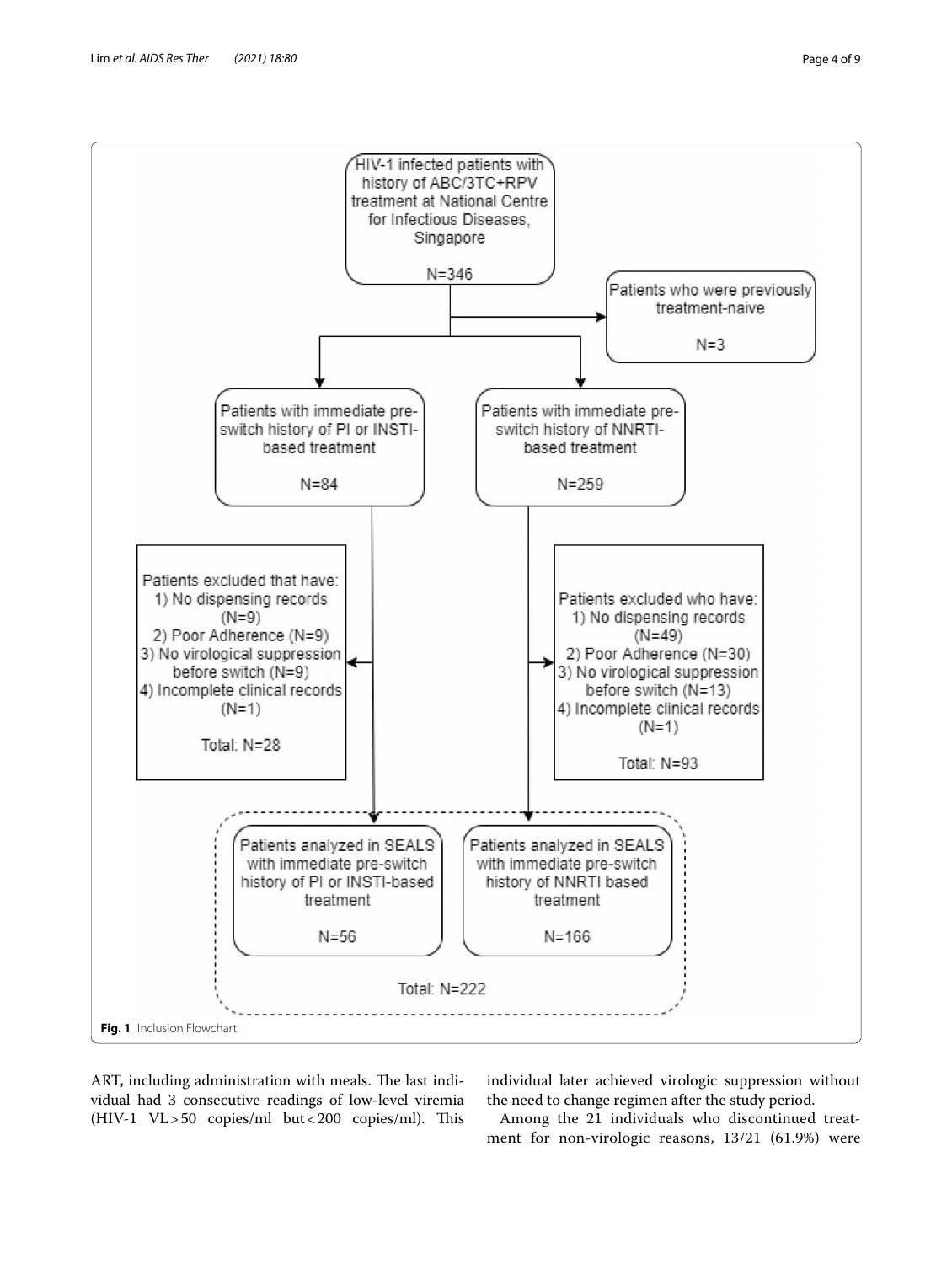HIV-1 infected patients with history of ABC/3TC+RPV treatment at National Centre for Infectious Diseases, Singapore

N=346

Patients who were previously treatment-naive

N=3

Patients with immediate pre-switch history of PI or INSTI-based treatment

N=84

Patients with immediate pre-switch history of NNRTI-based treatment

N=259

Patients excluded that have:
1) No dispensing records (N=9)
2) Poor Adherence (N=9)
3) No virological suppression before switch (N=9)
4) Incomplete clinical records (N=1)

Total: N=28

Patients excluded who have:
1) No dispensing records (N=49)
2) Poor Adherence (N=30)
3) No virological suppression before switch (N=13)
4) Incomplete clinical records (N=1)

Total: N=93

Patients analyzed in SEALS with immediate pre-switch history of PI or INSTI-based treatment

N=56

Patients analyzed in SEALS with immediate pre-switch history of NNRTI based treatment

N=166

Total: N=222

**Fig. 1** Inclusion Flowchart

ART, including administration with meals. The last individual had 3 consecutive readings of low-level viremia (HIV-1 VL > 50 copies/ml but < 200 copies/ml). This individual later achieved virologic suppression without the need to change regimen after the study period.

Among the 21 individuals who discontinued treatment for non-virologic reasons, 13/21 (61.9%) were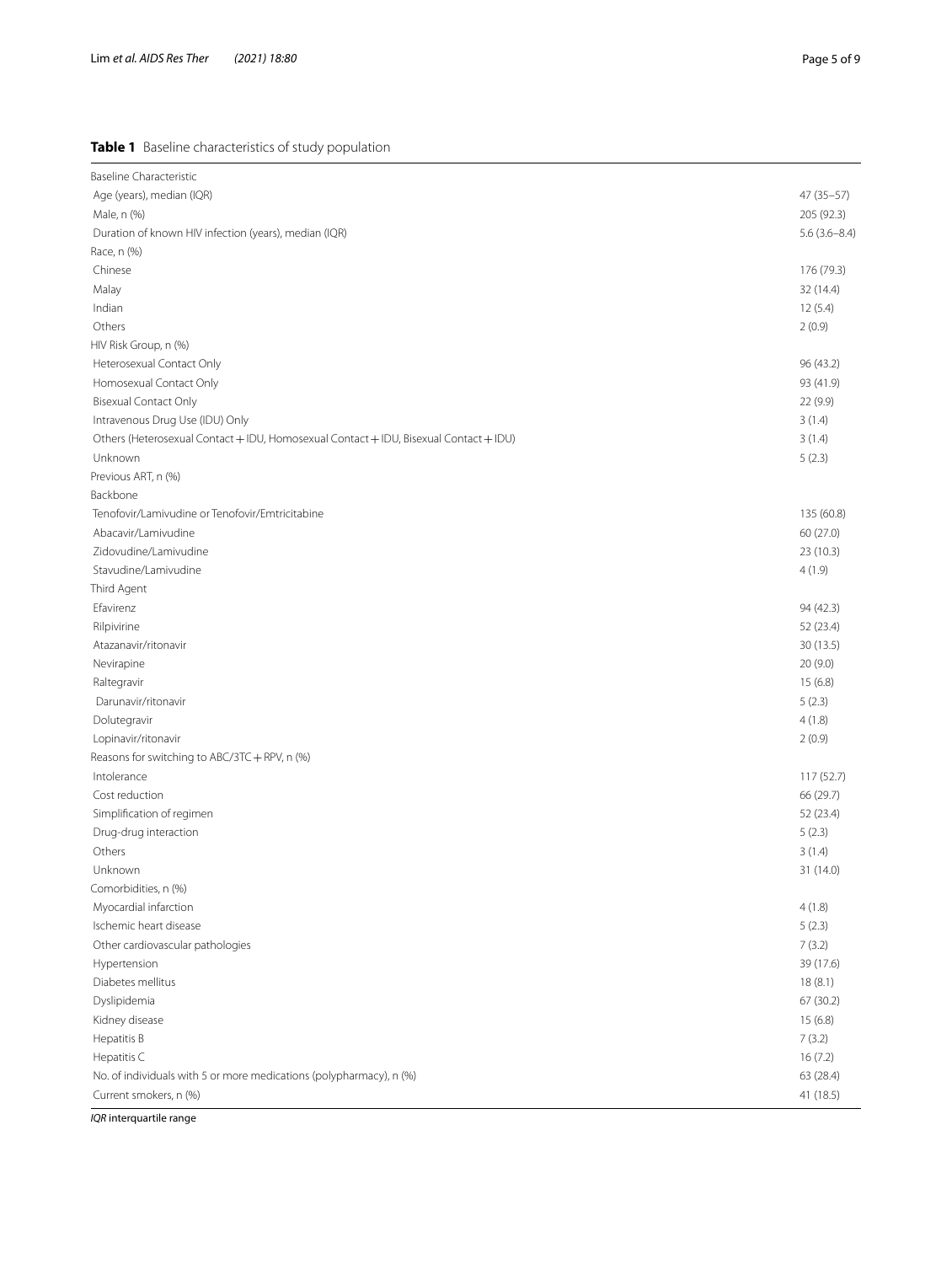**Table 1** Baseline characteristics of study population

| Baseline Characteristic | |
|---|---|
| Age (years), median (IQR) | 47 (35–57) |
| Male, n (%) | 205 (92.3) |
| Duration of known HIV infection (years), median (IQR) | 5.6 (3.6–8.4) |
| Race, n (%) | |
| Chinese | 176 (79.3) |
| Malay | 32 (14.4) |
| Indian | 12 (5.4) |
| Others | 2 (0.9) |
| HIV Risk Group, n (%) | |
| Heterosexual Contact Only | 96 (43.2) |
| Homosexual Contact Only | 93 (41.9) |
| Bisexual Contact Only | 22 (9.9) |
| Intravenous Drug Use (IDU) Only | 3 (1.4) |
| Others (Heterosexual Contact + IDU, Homosexual Contact + IDU, Bisexual Contact + IDU) | 3 (1.4) |
| Unknown | 5 (2.3) |
| Previous ART, n (%) | |
| Backbone | |
| Tenofovir/Lamivudine or Tenofovir/Emtricitabine | 135 (60.8) |
| Abacavir/Lamivudine | 60 (27.0) |
| Zidovudine/Lamivudine | 23 (10.3) |
| Stavudine/Lamivudine | 4 (1.9) |
| Third Agent | |
| Efavirenz | 94 (42.3) |
| Rilpivirine | 52 (23.4) |
| Atazanavir/ritonavir | 30 (13.5) |
| Nevirapine | 20 (9.0) |
| Raltegravir | 15 (6.8) |
| Darunavir/ritonavir | 5 (2.3) |
| Dolutegravir | 4 (1.8) |
| Lopinavir/ritonavir | 2 (0.9) |
| Reasons for switching to ABC/3TC + RPV, n (%) | |
| Intolerance | 117 (52.7) |
| Cost reduction | 66 (29.7) |
| Simplification of regimen | 52 (23.4) |
| Drug-drug interaction | 5 (2.3) |
| Others | 3 (1.4) |
| Unknown | 31 (14.0) |
| Comorbidities, n (%) | |
| Myocardial infarction | 4 (1.8) |
| Ischemic heart disease | 5 (2.3) |
| Other cardiovascular pathologies | 7 (3.2) |
| Hypertension | 39 (17.6) |
| Diabetes mellitus | 18 (8.1) |
| Dyslipidemia | 67 (30.2) |
| Kidney disease | 15 (6.8) |
| Hepatitis B | 7 (3.2) |
| Hepatitis C | 16 (7.2) |
| No. of individuals with 5 or more medications (polypharmacy), n (%) | 63 (28.4) |
| Current smokers, n (%) | 41 (18.5) |

*IQR* interquartile range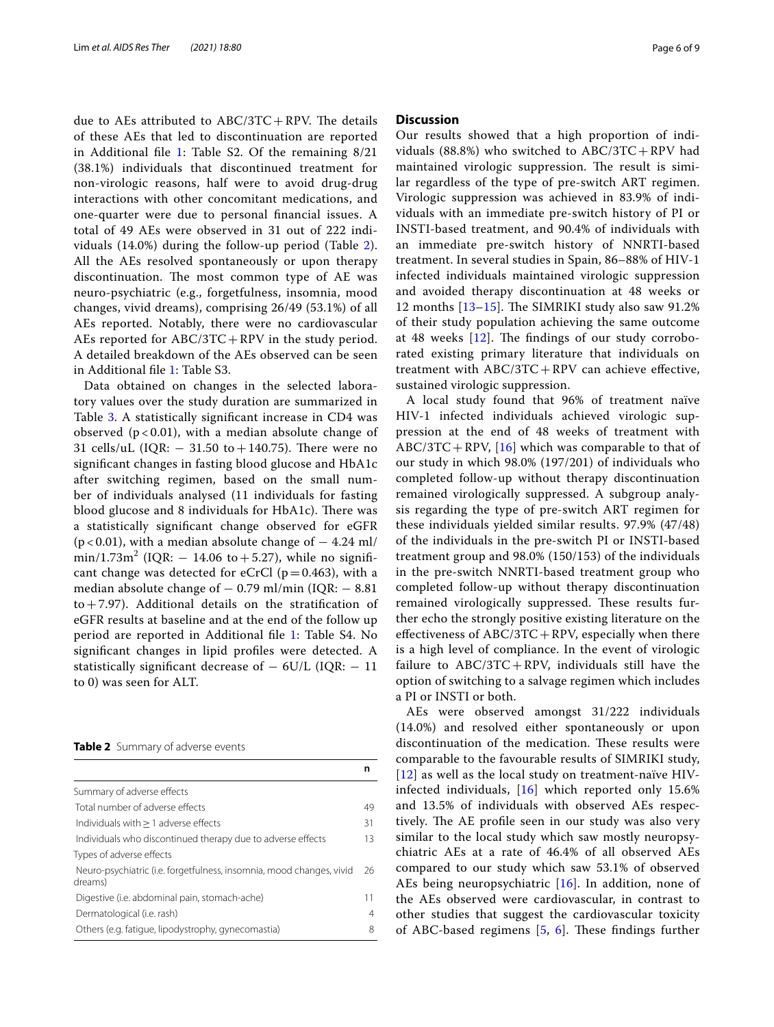due to AEs attributed to ABC/3TC + RPV. The details of these AEs that led to discontinuation are reported in Additional file 1: Table S2. Of the remaining 8/21 (38.1%) individuals that discontinued treatment for non-virologic reasons, half were to avoid drug-drug interactions with other concomitant medications, and one-quarter were due to personal financial issues. A total of 49 AEs were observed in 31 out of 222 individuals (14.0%) during the follow-up period (Table 2). All the AEs resolved spontaneously or upon therapy discontinuation. The most common type of AE was neuro-psychiatric (e.g., forgetfulness, insomnia, mood changes, vivid dreams), comprising 26/49 (53.1%) of all AEs reported. Notably, there were no cardiovascular AEs reported for ABC/3TC + RPV in the study period. A detailed breakdown of the AEs observed can be seen in Additional file 1: Table S3.

Data obtained on changes in the selected laboratory values over the study duration are summarized in Table 3. A statistically significant increase in CD4 was observed ($p < 0.01$), with a median absolute change of 31 cells/uL (IQR: − 31.50 to + 140.75). There were no significant changes in fasting blood glucose and HbA1c after switching regimen, based on the small number of individuals analysed (11 individuals for fasting blood glucose and 8 individuals for HbA1c). There was a statistically significant change observed for eGFR ($p < 0.01$), with a median absolute change of − 4.24 ml/min/1.73m$^2$ (IQR: − 14.06 to + 5.27), while no significant change was detected for eCrCl ($p = 0.463$), with a median absolute change of − 0.79 ml/min (IQR: − 8.81 to + 7.97). Additional details on the stratification of eGFR results at baseline and at the end of the follow up period are reported in Additional file 1: Table S4. No significant changes in lipid profiles were detected. A statistically significant decrease of − 6U/L (IQR: − 11 to 0) was seen for ALT.

**Table 2** Summary of adverse events

| | n |
|---|---|
| Summary of adverse effects | |
| Total number of adverse effects | 49 |
| Individuals with ≥ 1 adverse effects | 31 |
| Individuals who discontinued therapy due to adverse effects | 13 |
| Types of adverse effects | |
| Neuro-psychiatric (i.e. forgetfulness, insomnia, mood changes, vivid dreams) | 26 |
| Digestive (i.e. abdominal pain, stomach-ache) | 11 |
| Dermatological (i.e. rash) | 4 |
| Others (e.g. fatigue, lipodystrophy, gynecomastia) | 8 |

## Discussion

Our results showed that a high proportion of individuals (88.8%) who switched to ABC/3TC + RPV had maintained virologic suppression. The result is similar regardless of the type of pre-switch ART regimen. Virologic suppression was achieved in 83.9% of individuals with an immediate pre-switch history of PI or INSTI-based treatment, and 90.4% of individuals with an immediate pre-switch history of NNRTI-based treatment. In several studies in Spain, 86–88% of HIV-1 infected individuals maintained virologic suppression and avoided therapy discontinuation at 48 weeks or 12 months [13–15]. The SIMRIKI study also saw 91.2% of their study population achieving the same outcome at 48 weeks [12]. The findings of our study corroborated existing primary literature that individuals on treatment with ABC/3TC + RPV can achieve effective, sustained virologic suppression.

A local study found that 96% of treatment naïve HIV-1 infected individuals achieved virologic suppression at the end of 48 weeks of treatment with ABC/3TC + RPV, [16] which was comparable to that of our study in which 98.0% (197/201) of individuals who completed follow-up without therapy discontinuation remained virologically suppressed. A subgroup analysis regarding the type of pre-switch ART regimen for these individuals yielded similar results. 97.9% (47/48) of the individuals in the pre-switch PI or INSTI-based treatment group and 98.0% (150/153) of the individuals in the pre-switch NNRTI-based treatment group who completed follow-up without therapy discontinuation remained virologically suppressed. These results further echo the strongly positive existing literature on the effectiveness of ABC/3TC + RPV, especially when there is a high level of compliance. In the event of virologic failure to ABC/3TC + RPV, individuals still have the option of switching to a salvage regimen which includes a PI or INSTI or both.

AEs were observed amongst 31/222 individuals (14.0%) and resolved either spontaneously or upon discontinuation of the medication. These results were comparable to the favourable results of SIMRIKI study, [12] as well as the local study on treatment-naïve HIV-infected individuals, [16] which reported only 15.6% and 13.5% of individuals with observed AEs respectively. The AE profile seen in our study was also very similar to the local study which saw mostly neuropsychiatric AEs at a rate of 46.4% of all observed AEs compared to our study which saw 53.1% of observed AEs being neuropsychiatric [16]. In addition, none of the AEs observed were cardiovascular, in contrast to other studies that suggest the cardiovascular toxicity of ABC-based regimens [5, 6]. These findings further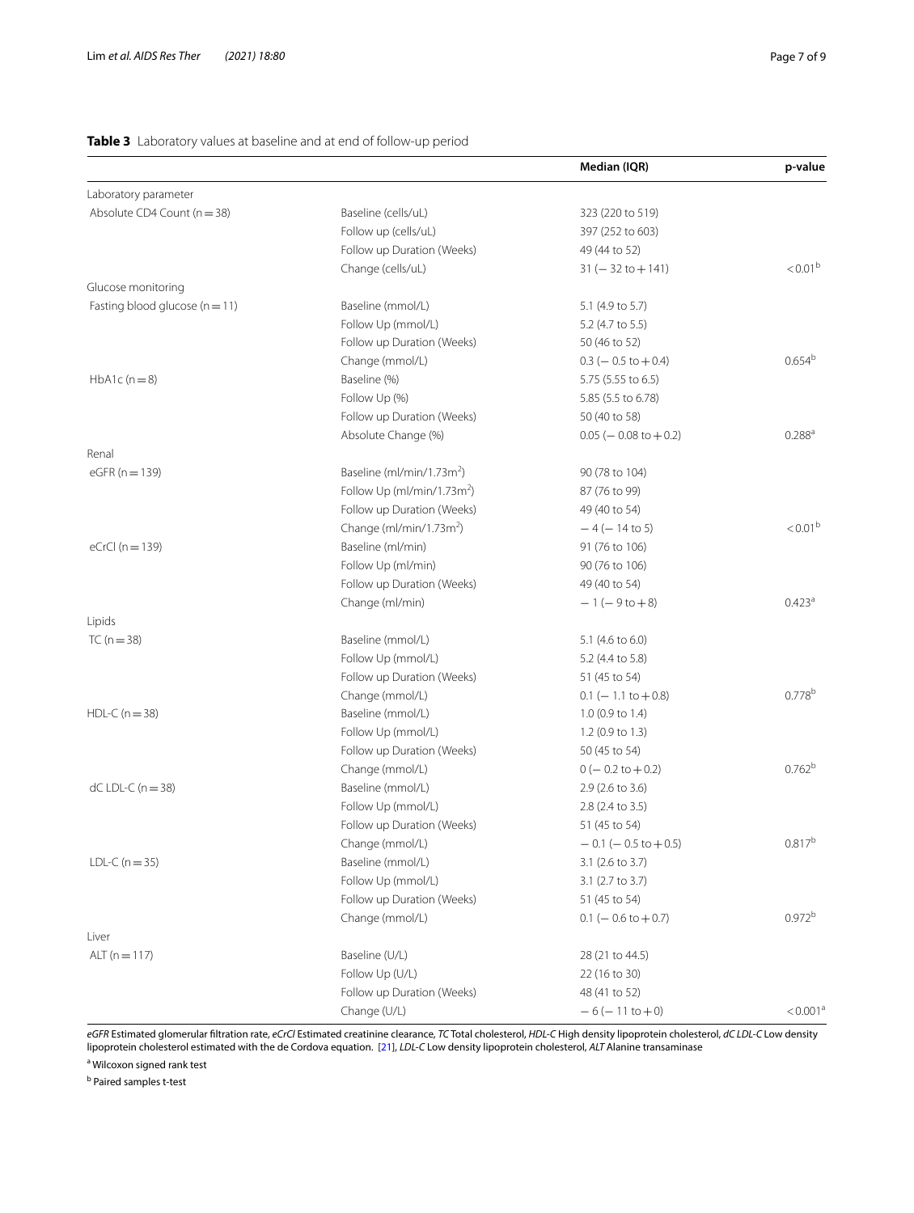**Table 3** Laboratory values at baseline and at end of follow-up period

| | | Median (IQR) | p-value |
|---|---|---|---|
| Laboratory parameter | | | |
| Absolute CD4 Count (n = 38) | Baseline (cells/uL) | 323 (220 to 519) | |
| | Follow up (cells/uL) | 397 (252 to 603) | |
| | Follow up Duration (Weeks) | 49 (44 to 52) | |
| | Change (cells/uL) | 31 (− 32 to + 141) | < 0.01[b] |
| Glucose monitoring | | | |
| Fasting blood glucose (n = 11) | Baseline (mmol/L) | 5.1 (4.9 to 5.7) | |
| | Follow Up (mmol/L) | 5.2 (4.7 to 5.5) | |
| | Follow up Duration (Weeks) | 50 (46 to 52) | |
| | Change (mmol/L) | 0.3 (− 0.5 to + 0.4) | 0.654[b] |
| HbA1c (n = 8) | Baseline (%) | 5.75 (5.55 to 6.5) | |
| | Follow Up (%) | 5.85 (5.5 to 6.78) | |
| | Follow up Duration (Weeks) | 50 (40 to 58) | |
| | Absolute Change (%) | 0.05 (− 0.08 to + 0.2) | 0.288[a] |
| Renal | | | |
| eGFR (n = 139) | Baseline (ml/min/1.73m$^2$) | 90 (78 to 104) | |
| | Follow Up (ml/min/1.73m$^2$) | 87 (76 to 99) | |
| | Follow up Duration (Weeks) | 49 (40 to 54) | |
| | Change (ml/min/1.73m$^2$) | − 4 (− 14 to 5) | < 0.01[b] |
| eCrCl (n = 139) | Baseline (ml/min) | 91 (76 to 106) | |
| | Follow Up (ml/min) | 90 (76 to 106) | |
| | Follow up Duration (Weeks) | 49 (40 to 54) | |
| | Change (ml/min) | − 1 (− 9 to + 8) | 0.423[a] |
| Lipids | | | |
| TC (n = 38) | Baseline (mmol/L) | 5.1 (4.6 to 6.0) | |
| | Follow Up (mmol/L) | 5.2 (4.4 to 5.8) | |
| | Follow up Duration (Weeks) | 51 (45 to 54) | |
| | Change (mmol/L) | 0.1 (− 1.1 to + 0.8) | 0.778[b] |
| HDL-C (n = 38) | Baseline (mmol/L) | 1.0 (0.9 to 1.4) | |
| | Follow Up (mmol/L) | 1.2 (0.9 to 1.3) | |
| | Follow up Duration (Weeks) | 50 (45 to 54) | |
| | Change (mmol/L) | 0 (− 0.2 to + 0.2) | 0.762[b] |
| dC LDL-C (n = 38) | Baseline (mmol/L) | 2.9 (2.6 to 3.6) | |
| | Follow Up (mmol/L) | 2.8 (2.4 to 3.5) | |
| | Follow up Duration (Weeks) | 51 (45 to 54) | |
| | Change (mmol/L) | − 0.1 (− 0.5 to + 0.5) | 0.817[b] |
| LDL-C (n = 35) | Baseline (mmol/L) | 3.1 (2.6 to 3.7) | |
| | Follow Up (mmol/L) | 3.1 (2.7 to 3.7) | |
| | Follow up Duration (Weeks) | 51 (45 to 54) | |
| | Change (mmol/L) | 0.1 (− 0.6 to + 0.7) | 0.972[b] |
| Liver | | | |
| ALT (n = 117) | Baseline (U/L) | 28 (21 to 44.5) | |
| | Follow Up (U/L) | 22 (16 to 30) | |
| | Follow up Duration (Weeks) | 48 (41 to 52) | |
| | Change (U/L) | − 6 (− 11 to + 0) | < 0.001[a] |

*eGFR* Estimated glomerular filtration rate, *eCrCl* Estimated creatinine clearance, *TC* Total cholesterol, *HDL-C* High density lipoprotein cholesterol, *dC LDL-C* Low density lipoprotein cholesterol estimated with the de Cordova equation. [21], *LDL-C* Low density lipoprotein cholesterol, *ALT* Alanine transaminase

[a] Wilcoxon signed rank test

[b] Paired samples t-test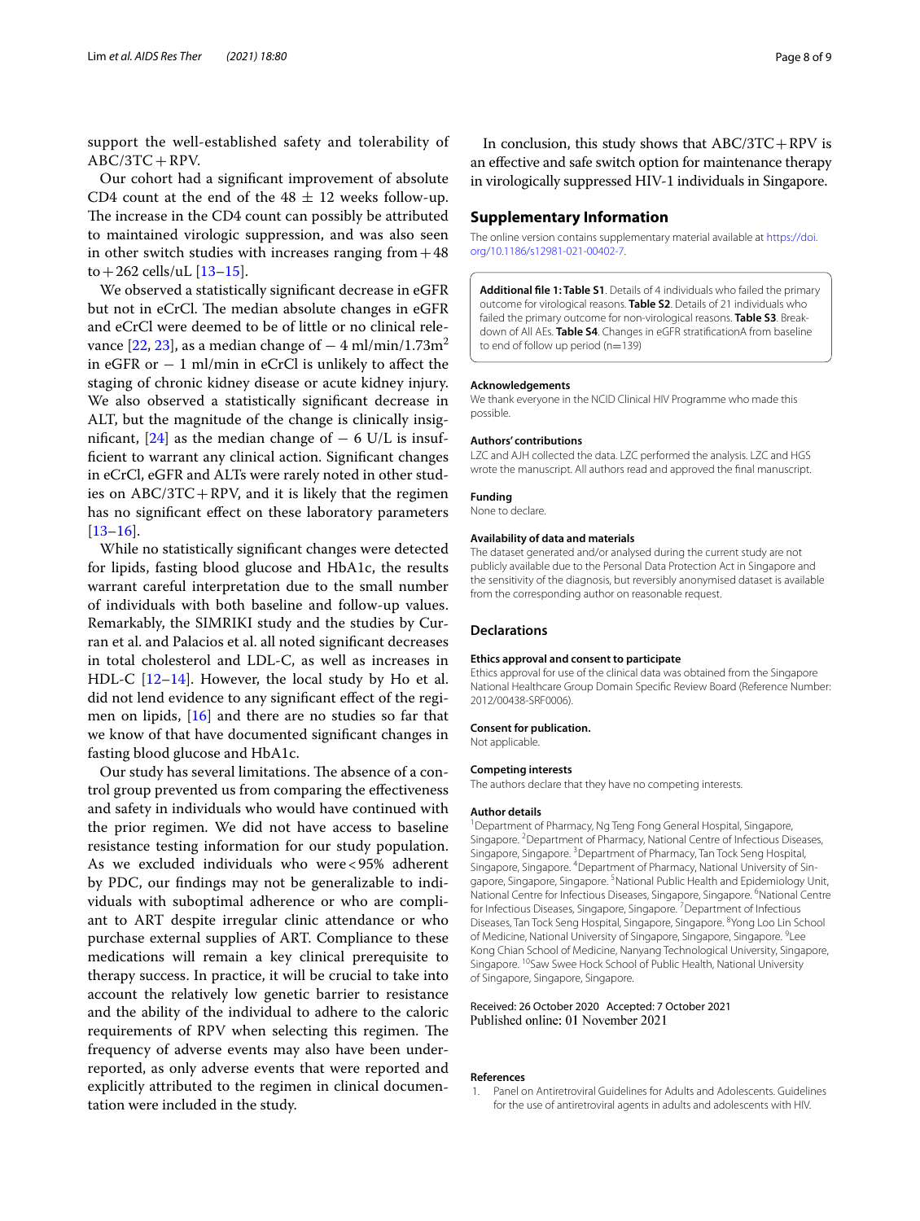support the well-established safety and tolerability of ABC/3TC + RPV.

Our cohort had a significant improvement of absolute CD4 count at the end of the 48 ± 12 weeks follow-up. The increase in the CD4 count can possibly be attributed to maintained virologic suppression, and was also seen in other switch studies with increases ranging from + 48 to + 262 cells/uL [13–15].

We observed a statistically significant decrease in eGFR but not in eCrCl. The median absolute changes in eGFR and eCrCl were deemed to be of little or no clinical relevance [22, 23], as a median change of − 4 ml/min/1.73m$^2$ in eGFR or − 1 ml/min in eCrCl is unlikely to affect the staging of chronic kidney disease or acute kidney injury. We also observed a statistically significant decrease in ALT, but the magnitude of the change is clinically insignificant, [24] as the median change of − 6 U/L is insufficient to warrant any clinical action. Significant changes in eCrCl, eGFR and ALTs were rarely noted in other studies on ABC/3TC + RPV, and it is likely that the regimen has no significant effect on these laboratory parameters [13–16].

While no statistically significant changes were detected for lipids, fasting blood glucose and HbA1c, the results warrant careful interpretation due to the small number of individuals with both baseline and follow-up values. Remarkably, the SIMRIKI study and the studies by Curran et al. and Palacios et al. all noted significant decreases in total cholesterol and LDL-C, as well as increases in HDL-C [12–14]. However, the local study by Ho et al. did not lend evidence to any significant effect of the regimen on lipids, [16] and there are no studies so far that we know of that have documented significant changes in fasting blood glucose and HbA1c.

Our study has several limitations. The absence of a control group prevented us from comparing the effectiveness and safety in individuals who would have continued with the prior regimen. We did not have access to baseline resistance testing information for our study population. As we excluded individuals who were < 95% adherent by PDC, our findings may not be generalizable to individuals with suboptimal adherence or who are compliant to ART despite irregular clinic attendance or who purchase external supplies of ART. Compliance to these medications will remain a key clinical prerequisite to therapy success. In practice, it will be crucial to take into account the relatively low genetic barrier to resistance and the ability of the individual to adhere to the caloric requirements of RPV when selecting this regimen. The frequency of adverse events may also have been underreported, as only adverse events that were reported and explicitly attributed to the regimen in clinical documentation were included in the study.

In conclusion, this study shows that ABC/3TC + RPV is an effective and safe switch option for maintenance therapy in virologically suppressed HIV-1 individuals in Singapore.

## Supplementary Information

The online version contains supplementary material available at https://doi.org/10.1186/s12981-021-00402-7.

> **Additional file 1: Table S1**. Details of 4 individuals who failed the primary outcome for virological reasons. **Table S2**. Details of 21 individuals who failed the primary outcome for non-virological reasons. **Table S3**. Breakdown of All AEs. **Table S4**. Changes in eGFR stratificationA from baseline to end of follow up period (n=139)

### Acknowledgements

We thank everyone in the NCID Clinical HIV Programme who made this possible.

### Authors' contributions

LZC and AJH collected the data. LZC performed the analysis. LZC and HGS wrote the manuscript. All authors read and approved the final manuscript.

### Funding

None to declare.

### Availability of data and materials

The dataset generated and/or analysed during the current study are not publicly available due to the Personal Data Protection Act in Singapore and the sensitivity of the diagnosis, but reversibly anonymised dataset is available from the corresponding author on reasonable request.

## Declarations

### Ethics approval and consent to participate

Ethics approval for use of the clinical data was obtained from the Singapore National Healthcare Group Domain Specific Review Board (Reference Number: 2012/00438-SRF0006).

### Consent for publication.

Not applicable.

### Competing interests

The authors declare that they have no competing interests.

### Author details

[1]Department of Pharmacy, Ng Teng Fong General Hospital, Singapore, Singapore. [2]Department of Pharmacy, National Centre of Infectious Diseases, Singapore, Singapore. [3]Department of Pharmacy, Tan Tock Seng Hospital, Singapore, Singapore. [4]Department of Pharmacy, National University of Singapore, Singapore, Singapore. [5]National Public Health and Epidemiology Unit, National Centre for Infectious Diseases, Singapore, Singapore. [6]National Centre for Infectious Diseases, Singapore, Singapore. [7]Department of Infectious Diseases, Tan Tock Seng Hospital, Singapore, Singapore. [8]Yong Loo Lin School of Medicine, National University of Singapore, Singapore, Singapore. [9]Lee Kong Chian School of Medicine, Nanyang Technological University, Singapore, Singapore. [10]Saw Swee Hock School of Public Health, National University of Singapore, Singapore, Singapore.

Received: 26 October 2020 Accepted: 7 October 2021
Published online: 01 November 2021

## References

1. Panel on Antiretroviral Guidelines for Adults and Adolescents. Guidelines for the use of antiretroviral agents in adults and adolescents with HIV.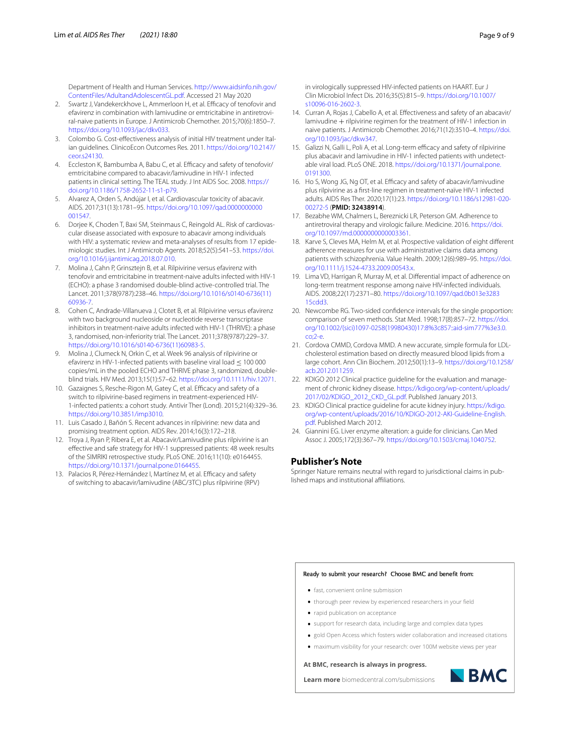Department of Health and Human Services. http://www.aidsinfo.nih.gov/ContentFiles/AdultandAdolescentGL.pdf. Accessed 21 May 2020

2. Swartz J, Vandekerckhove L, Ammerloon H, et al. Efficacy of tenofovir and efavirenz in combination with lamivudine or emtricitabine in antiretroviral-naïve patients in Europe. J Antimicrob Chemother. 2015;70(6):1850–7. https://doi.org/10.1093/jac/dkv033.
3. Colombo G. Cost-effectiveness analysis of initial HIV treatment under Italian guidelines. ClinicoEcon Outcomes Res. 2011. https://doi.org/10.2147/ceor.s24130.
4. Eccleston K, Bambumba A, Babu C, et al. Efficacy and safety of tenofovir/emtricitabine compared to abacavir/lamivudine in HIV-1 infected patients in clinical setting. The TEAL study. J Int AIDS Soc. 2008. https://doi.org/10.1186/1758-2652-11-s1-p79.
5. Alvarez A, Orden S, Andújar I, et al. Cardiovascular toxicity of abacavir. AIDS. 2017;31(13):1781–95. https://doi.org/10.1097/qad.0000000000001547.
6. Dorjee K, Choden T, Baxi SM, Steinmaus C, Reingold AL. Risk of cardiovascular disease associated with exposure to abacavir among individuals with HIV: a systematic review and meta-analyses of results from 17 epidemiologic studies. Int J Antimicrob Agents. 2018;52(5):541–53. https://doi.org/10.1016/j.ijantimicag.2018.07.010.
7. Molina J, Cahn P, Grinsztejn B, et al. Rilpivirine versus efavirenz with tenofovir and emtricitabine in treatment-naive adults infected with HIV-1 (ECHO): a phase 3 randomised double-blind active-controlled trial. The Lancet. 2011;378(9787):238–46. https://doi.org/10.1016/s0140-6736(11)60936-7.
8. Cohen C, Andrade-Villanueva J, Clotet B, et al. Rilpivirine versus efavirenz with two background nucleoside or nucleotide reverse transcriptase inhibitors in treatment-naive adults infected with HIV-1 (THRIVE): a phase 3, randomised, non-inferiority trial. The Lancet. 2011;378(9787):229–37. https://doi.org/10.1016/s0140-6736(11)60983-5.
9. Molina J, Clumeck N, Orkin C, et al. Week 96 analysis of rilpivirine or efavirenz in HIV-1-infected patients with baseline viral load ≤ 100 000 copies/mL in the pooled ECHO and THRIVE phase 3, randomized, double-blind trials. HIV Med. 2013;15(1):57–62. https://doi.org/10.1111/hiv.12071.
10. Gazaignes S, Resche-Rigon M, Gatey C, et al. Efficacy and safety of a switch to rilpivirine-based regimens in treatment-experienced HIV-1-infected patients: a cohort study. Antivir Ther (Lond). 2015;21(4):329–36. https://doi.org/10.3851/imp3010.
11. Luis Casado J, Bañón S. Recent advances in rilpivirine: new data and promising treatment option. AIDS Rev. 2014;16(3):172–218.
12. Troya J, Ryan P, Ribera E, et al. Abacavir/Lamivudine plus rilpivirine is an effective and safe strategy for HIV-1 suppressed patients: 48 week results of the SIMRIKI retrospective study. PLoS ONE. 2016;11(10): e0164455. https://doi.org/10.1371/journal.pone.0164455.
13. Palacios R, Pérez-Hernández I, Martínez M, et al. Efficacy and safety of switching to abacavir/lamivudine (ABC/3TC) plus rilpivirine (RPV) in virologically suppressed HIV-infected patients on HAART. Eur J Clin Microbiol Infect Dis. 2016;35(5):815–9. https://doi.org/10.1007/s10096-016-2602-3.
14. Curran A, Rojas J, Cabello A, et al. Effectiveness and safety of an abacavir/lamivudine + rilpivirine regimen for the treatment of HIV-1 infection in naive patients. J Antimicrob Chemother. 2016;71(12):3510–4. https://doi.org/10.1093/jac/dkw347.
15. Galizzi N, Galli L, Poli A, et al. Long-term efficacy and safety of rilpivirine plus abacavir and lamivudine in HIV-1 infected patients with undetectable viral load. PLoS ONE. 2018. https://doi.org/10.1371/journal.pone.0191300.
16. Ho S, Wong JG, Ng OT, et al. Efficacy and safety of abacavir/lamivudine plus rilpivirine as a first-line regimen in treatment-naïve HIV-1 infected adults. AIDS Res Ther. 2020;17(1):23. https://doi.org/10.1186/s12981-020-00272-5 (**PMID: 32438914**).
17. Bezabhe WM, Chalmers L, Bereznicki LR, Peterson GM. Adherence to antiretroviral therapy and virologic failure. Medicine. 2016. https://doi.org/10.1097/md.0000000000003361.
18. Karve S, Cleves MA, Helm M, et al. Prospective validation of eight different adherence measures for use with administrative claims data among patients with schizophrenia. Value Health. 2009;12(6):989–95. https://doi.org/10.1111/j.1524-4733.2009.00543.x.
19. Lima VD, Harrigan R, Murray M, et al. Differential impact of adherence on long-term treatment response among naive HIV-infected individuals. AIDS. 2008;22(17):2371–80. https://doi.org/10.1097/qad.0b013e328315cdd3.
20. Newcombe RG. Two-sided confidence intervals for the single proportion: comparison of seven methods. Stat Med. 1998;17(8):857–72. https://doi.org/10.1002/(sici)1097-0258(19980430)17:8%3c857::aid-sim777%3e3.0.co;2-e.
21. Cordova CMMD, Cordova MMD. A new accurate, simple formula for LDL-cholesterol estimation based on directly measured blood lipids from a large cohort. Ann Clin Biochem. 2012;50(1):13–9. https://doi.org/10.1258/acb.2012.011259.
22. KDIGO 2012 Clinical practice guideline for the evaluation and management of chronic kidney disease. https://kdigo.org/wp-content/uploads/2017/02/KDIGO_2012_CKD_GL.pdf. Published January 2013.
23. KDIGO Clinical practice guideline for acute kidney injury. https://kdigo.org/wp-content/uploads/2016/10/KDIGO-2012-AKI-Guideline-English.pdf. Published March 2012.
24. Giannini EG. Liver enzyme alteration: a guide for clinicians. Can Med Assoc J. 2005;172(3):367–79. https://doi.org/10.1503/cmaj.1040752.

## Publisher's Note

Springer Nature remains neutral with regard to jurisdictional claims in published maps and institutional affiliations.

Ready to submit your research? Choose BMC and benefit from:

- fast, convenient online submission
- thorough peer review by experienced researchers in your field
- rapid publication on acceptance
- support for research data, including large and complex data types
- gold Open Access which fosters wider collaboration and increased citations
- maximum visibility for your research: over 100M website views per year

**At BMC, research is always in progress.**

**Learn more** biomedcentral.com/submissions

BMC